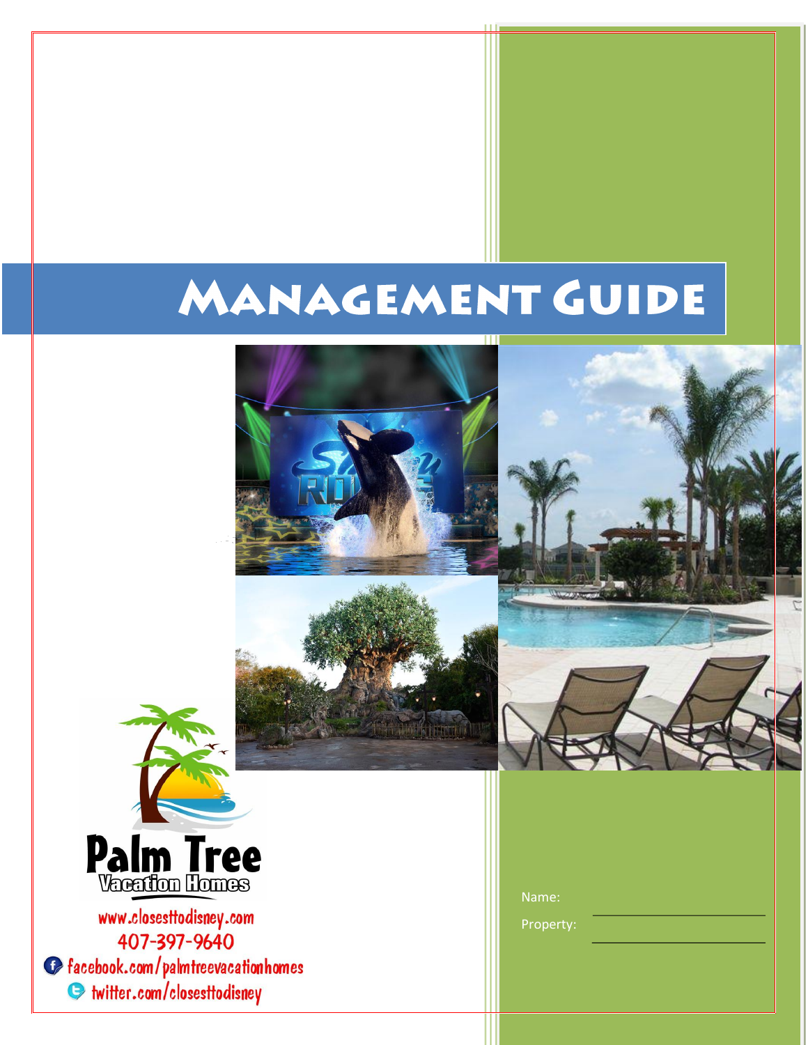# Management Guide

Palm Tree Vacation Homes

www.closesttodisney.com

407-397-9640

facebook.com/palmtreevacationhomes

twitter.com/closesttodisney

Name: ____________________

Property: ____________________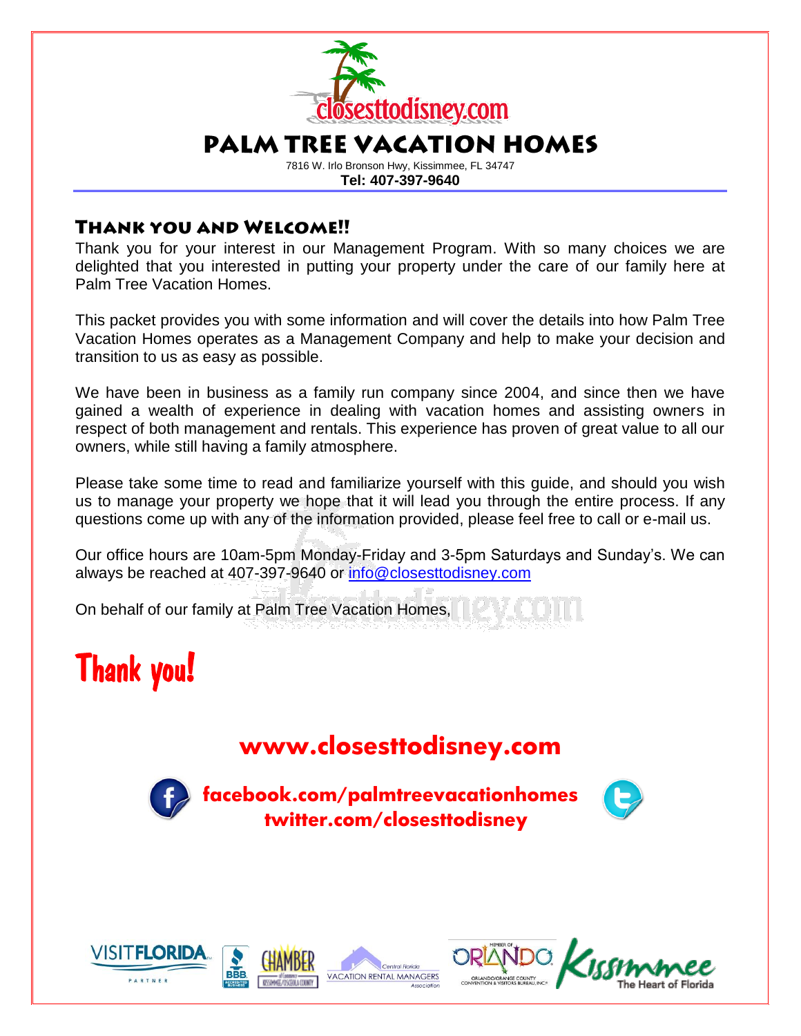# PALM TREE VACATION HOMES

7816 W. Irlo Bronson Hwy, Kissimmee, FL 34747

**Tel: 407-397-9640**

## Thank you and Welcome!!

Thank you for your interest in our Management Program. With so many choices we are delighted that you interested in putting your property under the care of our family here at Palm Tree Vacation Homes.

This packet provides you with some information and will cover the details into how Palm Tree Vacation Homes operates as a Management Company and help to make your decision and transition to us as easy as possible.

We have been in business as a family run company since 2004, and since then we have gained a wealth of experience in dealing with vacation homes and assisting owners in respect of both management and rentals. This experience has proven of great value to all our owners, while still having a family atmosphere.

Please take some time to read and familiarize yourself with this guide, and should you wish us to manage your property we hope that it will lead you through the entire process. If any questions come up with any of the information provided, please feel free to call or e-mail us.

Our office hours are 10am-5pm Monday-Friday and 3-5pm Saturdays and Sunday's. We can always be reached at 407-397-9640 or info@closesttodisney.com

On behalf of our family at Palm Tree Vacation Homes,

**Thank you!**

**www.closesttodisney.com**

**facebook.com/palmtreevacationhomes**
**twitter.com/closesttodisney**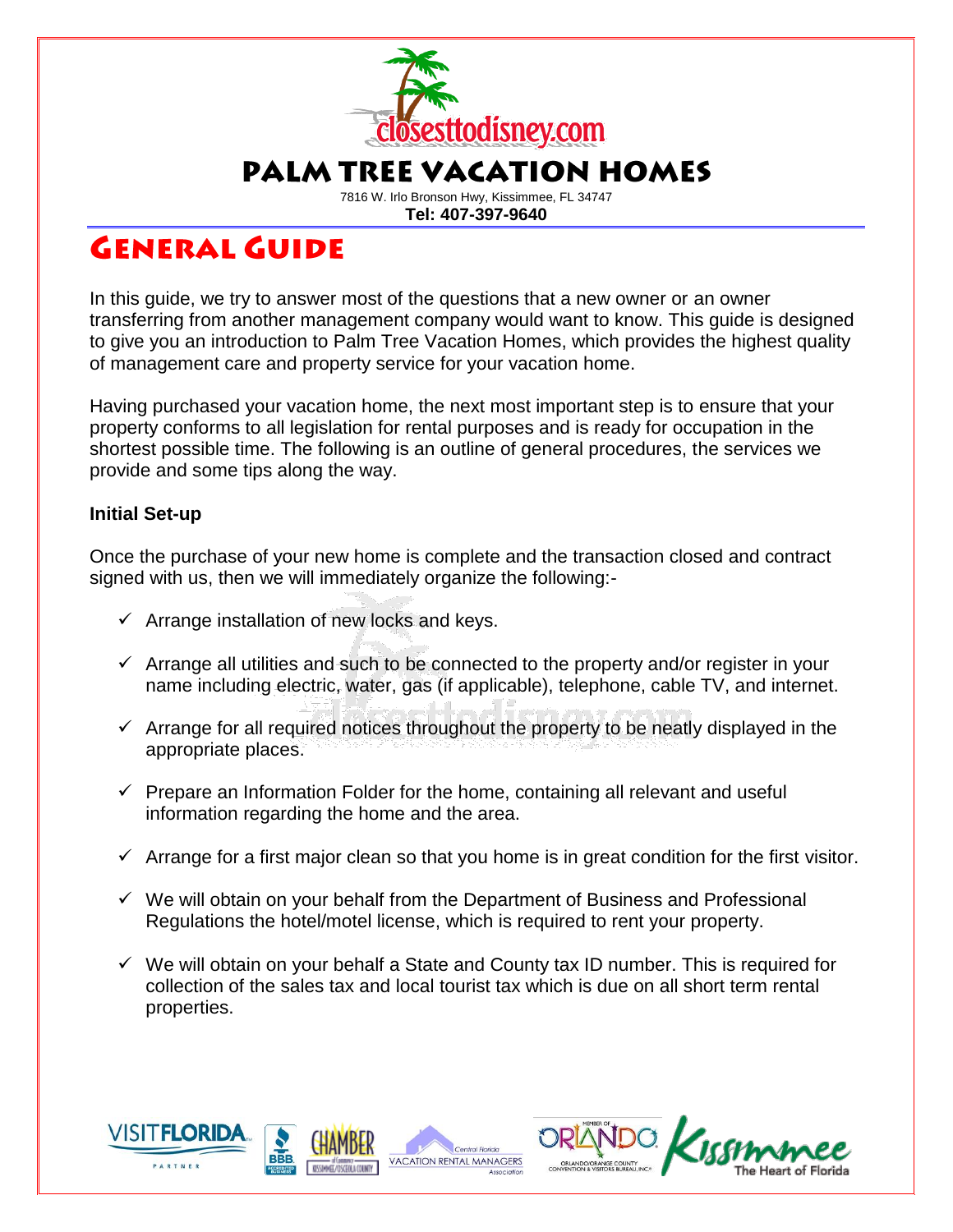# PALM TREE VACATION HOMES

7816 W. Irlo Bronson Hwy, Kissimmee, FL 34747

**Tel: 407-397-9640**

## GENERAL GUIDE

In this guide, we try to answer most of the questions that a new owner or an owner transferring from another management company would want to know. This guide is designed to give you an introduction to Palm Tree Vacation Homes, which provides the highest quality of management care and property service for your vacation home.

Having purchased your vacation home, the next most important step is to ensure that your property conforms to all legislation for rental purposes and is ready for occupation in the shortest possible time. The following is an outline of general procedures, the services we provide and some tips along the way.

**Initial Set-up**

Once the purchase of your new home is complete and the transaction closed and contract signed with us, then we will immediately organize the following:-

- ✓ Arrange installation of new locks and keys.
- ✓ Arrange all utilities and such to be connected to the property and/or register in your name including electric, water, gas (if applicable), telephone, cable TV, and internet.
- ✓ Arrange for all required notices throughout the property to be neatly displayed in the appropriate places.
- ✓ Prepare an Information Folder for the home, containing all relevant and useful information regarding the home and the area.
- ✓ Arrange for a first major clean so that you home is in great condition for the first visitor.
- ✓ We will obtain on your behalf from the Department of Business and Professional Regulations the hotel/motel license, which is required to rent your property.
- ✓ We will obtain on your behalf a State and County tax ID number. This is required for collection of the sales tax and local tourist tax which is due on all short term rental properties.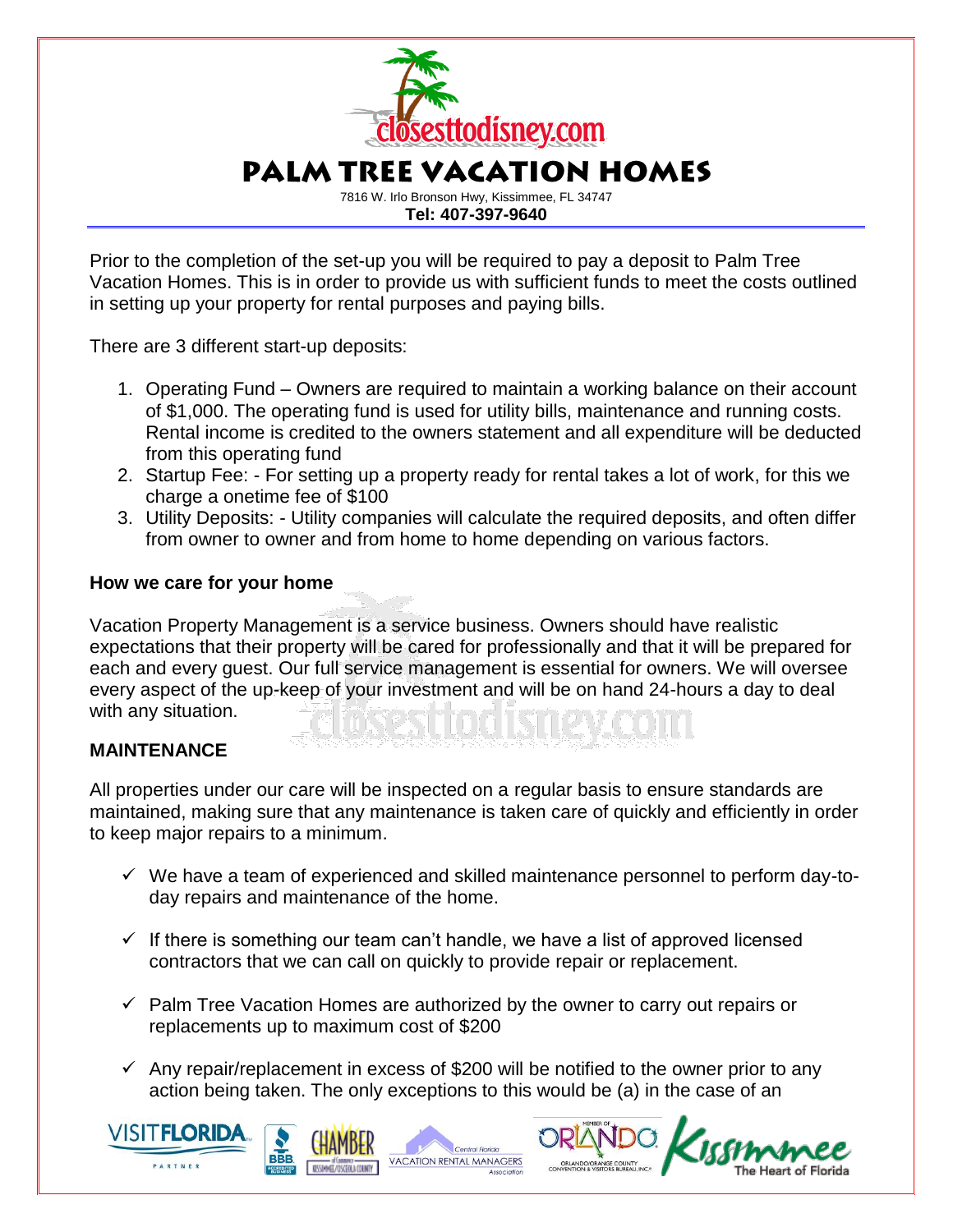# PALM TREE VACATION HOMES

7816 W. Irlo Bronson Hwy, Kissimmee, FL 34747

**Tel: 407-397-9640**

Prior to the completion of the set-up you will be required to pay a deposit to Palm Tree Vacation Homes. This is in order to provide us with sufficient funds to meet the costs outlined in setting up your property for rental purposes and paying bills.

There are 3 different start-up deposits:

1. Operating Fund – Owners are required to maintain a working balance on their account of $1,000. The operating fund is used for utility bills, maintenance and running costs. Rental income is credited to the owners statement and all expenditure will be deducted from this operating fund
2. Startup Fee: - For setting up a property ready for rental takes a lot of work, for this we charge a onetime fee of $100
3. Utility Deposits: - Utility companies will calculate the required deposits, and often differ from owner to owner and from home to home depending on various factors.

**How we care for your home**

Vacation Property Management is a service business. Owners should have realistic expectations that their property will be cared for professionally and that it will be prepared for each and every guest. Our full service management is essential for owners. We will oversee every aspect of the up-keep of your investment and will be on hand 24-hours a day to deal with any situation.

**MAINTENANCE**

All properties under our care will be inspected on a regular basis to ensure standards are maintained, making sure that any maintenance is taken care of quickly and efficiently in order to keep major repairs to a minimum.

- ✓ We have a team of experienced and skilled maintenance personnel to perform day-to-day repairs and maintenance of the home.
- ✓ If there is something our team can't handle, we have a list of approved licensed contractors that we can call on quickly to provide repair or replacement.
- ✓ Palm Tree Vacation Homes are authorized by the owner to carry out repairs or replacements up to maximum cost of $200
- ✓ Any repair/replacement in excess of $200 will be notified to the owner prior to any action being taken. The only exceptions to this would be (a) in the case of an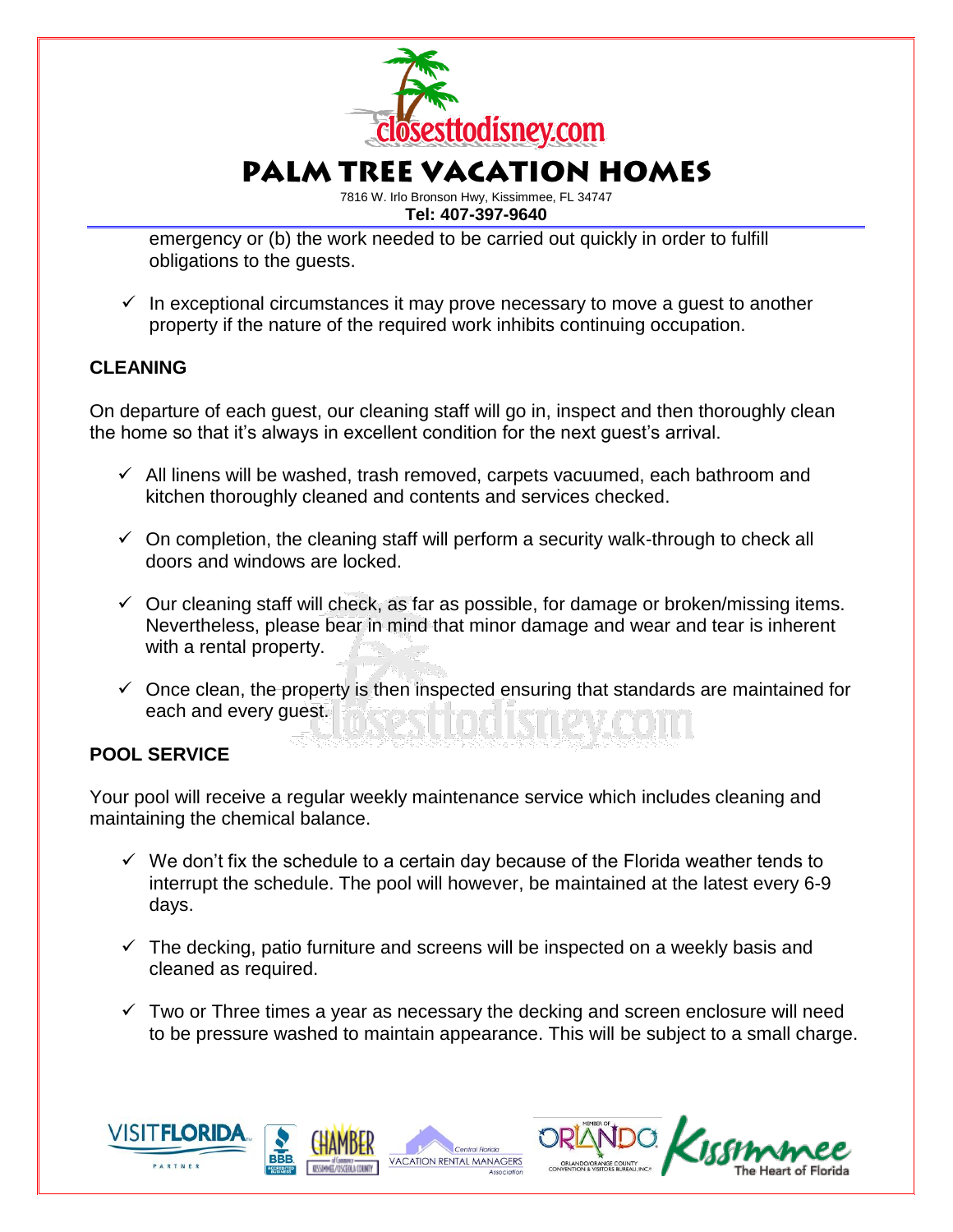emergency or (b) the work needed to be carried out quickly in order to fulfill obligations to the guests.

- ✓ In exceptional circumstances it may prove necessary to move a guest to another property if the nature of the required work inhibits continuing occupation.

## CLEANING

On departure of each guest, our cleaning staff will go in, inspect and then thoroughly clean the home so that it's always in excellent condition for the next guest's arrival.

- ✓ All linens will be washed, trash removed, carpets vacuumed, each bathroom and kitchen thoroughly cleaned and contents and services checked.
- ✓ On completion, the cleaning staff will perform a security walk-through to check all doors and windows are locked.
- ✓ Our cleaning staff will check, as far as possible, for damage or broken/missing items. Nevertheless, please bear in mind that minor damage and wear and tear is inherent with a rental property.
- ✓ Once clean, the property is then inspected ensuring that standards are maintained for each and every guest.

## POOL SERVICE

Your pool will receive a regular weekly maintenance service which includes cleaning and maintaining the chemical balance.

- ✓ We don't fix the schedule to a certain day because of the Florida weather tends to interrupt the schedule. The pool will however, be maintained at the latest every 6-9 days.
- ✓ The decking, patio furniture and screens will be inspected on a weekly basis and cleaned as required.
- ✓ Two or Three times a year as necessary the decking and screen enclosure will need to be pressure washed to maintain appearance. This will be subject to a small charge.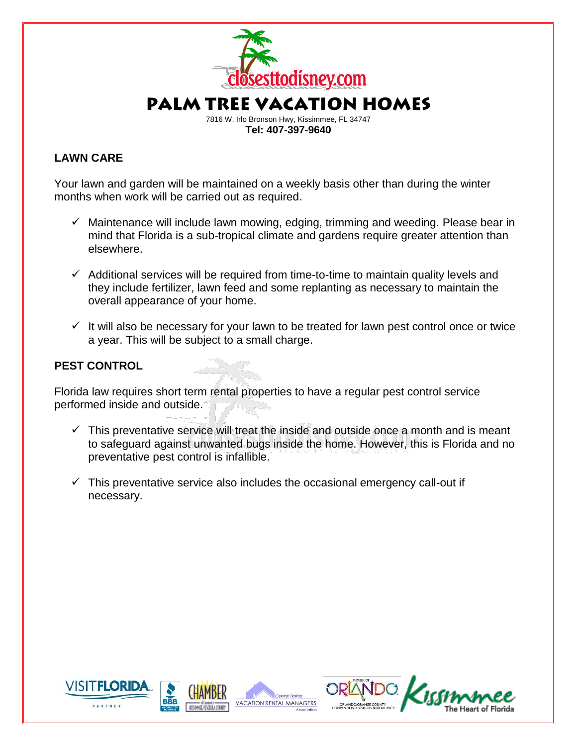# PALM TREE VACATION HOMES

7816 W. Irlo Bronson Hwy, Kissimmee, FL 34747

**Tel: 407-397-9640**

## LAWN CARE

Your lawn and garden will be maintained on a weekly basis other than during the winter months when work will be carried out as required.

- ✓ Maintenance will include lawn mowing, edging, trimming and weeding. Please bear in mind that Florida is a sub-tropical climate and gardens require greater attention than elsewhere.
- ✓ Additional services will be required from time-to-time to maintain quality levels and they include fertilizer, lawn feed and some replanting as necessary to maintain the overall appearance of your home.
- ✓ It will also be necessary for your lawn to be treated for lawn pest control once or twice a year. This will be subject to a small charge.

## PEST CONTROL

Florida law requires short term rental properties to have a regular pest control service performed inside and outside.

- ✓ This preventative service will treat the inside and outside once a month and is meant to safeguard against unwanted bugs inside the home. However, this is Florida and no preventative pest control is infallible.
- ✓ This preventative service also includes the occasional emergency call-out if necessary.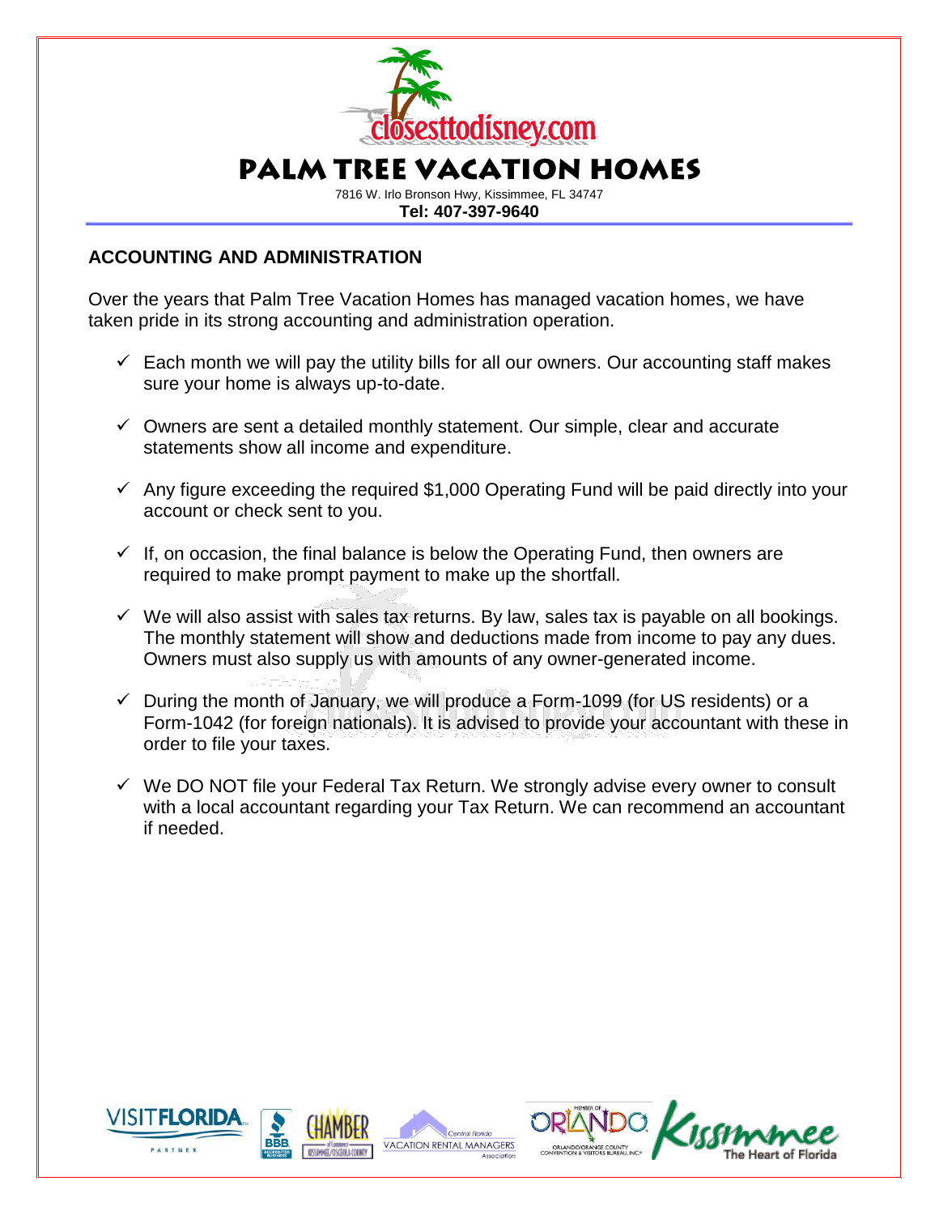# PALM TREE VACATION HOMES

7816 W. Irlo Bronson Hwy, Kissimmee, FL 34747

**Tel: 407-397-9640**

## ACCOUNTING AND ADMINISTRATION

Over the years that Palm Tree Vacation Homes has managed vacation homes, we have taken pride in its strong accounting and administration operation.

- ✓ Each month we will pay the utility bills for all our owners. Our accounting staff makes sure your home is always up-to-date.
- ✓ Owners are sent a detailed monthly statement. Our simple, clear and accurate statements show all income and expenditure.
- ✓ Any figure exceeding the required $1,000 Operating Fund will be paid directly into your account or check sent to you.
- ✓ If, on occasion, the final balance is below the Operating Fund, then owners are required to make prompt payment to make up the shortfall.
- ✓ We will also assist with sales tax returns. By law, sales tax is payable on all bookings. The monthly statement will show and deductions made from income to pay any dues. Owners must also supply us with amounts of any owner-generated income.
- ✓ During the month of January, we will produce a Form-1099 (for US residents) or a Form-1042 (for foreign nationals). It is advised to provide your accountant with these in order to file your taxes.
- ✓ We DO NOT file your Federal Tax Return. We strongly advise every owner to consult with a local accountant regarding your Tax Return. We can recommend an accountant if needed.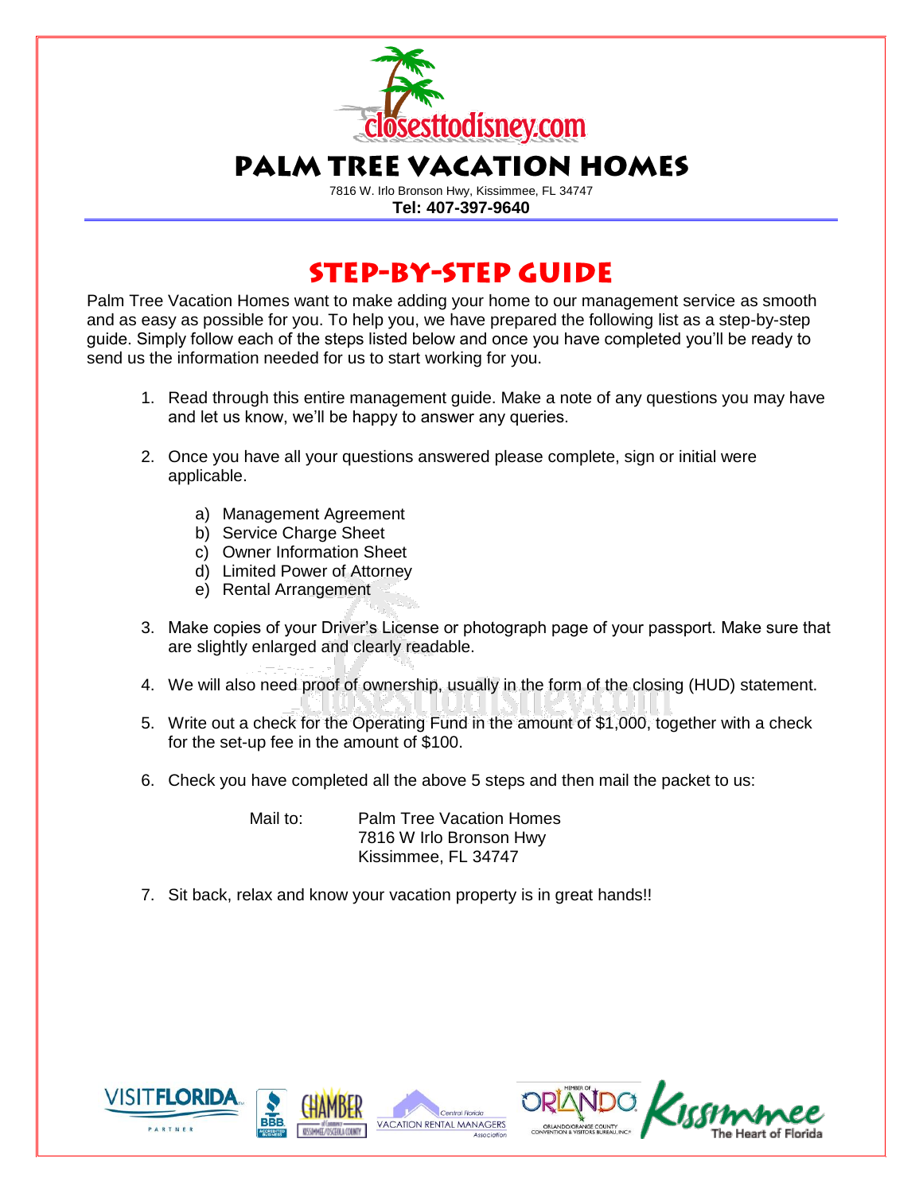closesttodisney.com

# PALM TREE VACATION HOMES

7816 W. Irlo Bronson Hwy, Kissimmee, FL 34747

**Tel: 407-397-9640**

## STEP-BY-STEP GUIDE

Palm Tree Vacation Homes want to make adding your home to our management service as smooth and as easy as possible for you. To help you, we have prepared the following list as a step-by-step guide. Simply follow each of the steps listed below and once you have completed you'll be ready to send us the information needed for us to start working for you.

1. Read through this entire management guide. Make a note of any questions you may have and let us know, we'll be happy to answer any queries.

2. Once you have all your questions answered please complete, sign or initial were applicable.

   a) Management Agreement
   b) Service Charge Sheet
   c) Owner Information Sheet
   d) Limited Power of Attorney
   e) Rental Arrangement

3. Make copies of your Driver's License or photograph page of your passport. Make sure that are slightly enlarged and clearly readable.

4. We will also need proof of ownership, usually in the form of the closing (HUD) statement.

5. Write out a check for the Operating Fund in the amount of $1,000, together with a check for the set-up fee in the amount of $100.

6. Check you have completed all the above 5 steps and then mail the packet to us:

   Mail to: Palm Tree Vacation Homes
   7816 W Irlo Bronson Hwy
   Kissimmee, FL 34747

7. Sit back, relax and know your vacation property is in great hands!!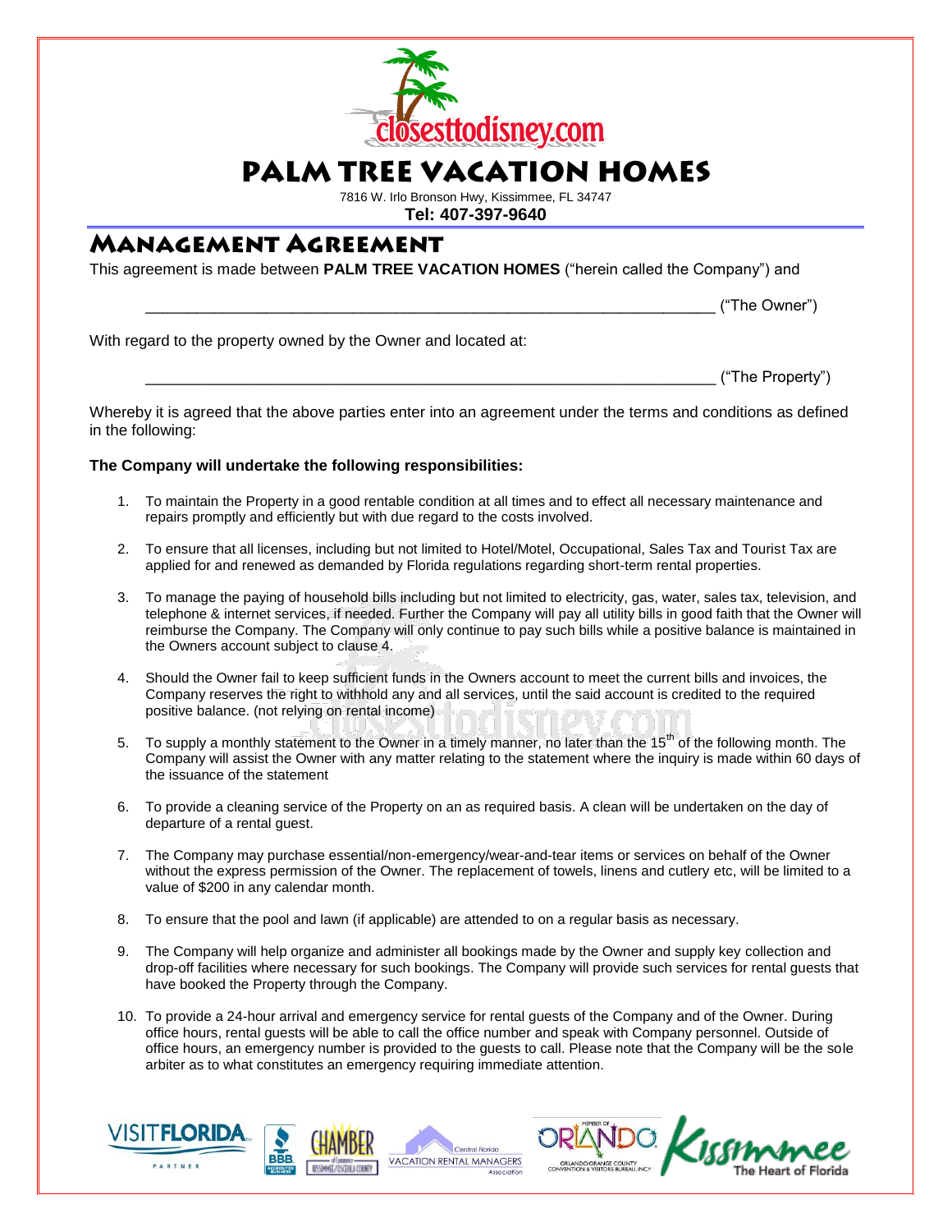# PALM TREE VACATION HOMES

7816 W. Irlo Bronson Hwy, Kissimmee, FL 34747

**Tel: 407-397-9640**

## Management Agreement

This agreement is made between **PALM TREE VACATION HOMES** ("herein called the Company") and

_________________________________________________________________ ("The Owner")

With regard to the property owned by the Owner and located at:

_________________________________________________________________ ("The Property")

Whereby it is agreed that the above parties enter into an agreement under the terms and conditions as defined in the following:

**The Company will undertake the following responsibilities:**

1. To maintain the Property in a good rentable condition at all times and to effect all necessary maintenance and repairs promptly and efficiently but with due regard to the costs involved.

2. To ensure that all licenses, including but not limited to Hotel/Motel, Occupational, Sales Tax and Tourist Tax are applied for and renewed as demanded by Florida regulations regarding short-term rental properties.

3. To manage the paying of household bills including but not limited to electricity, gas, water, sales tax, television, and telephone & internet services, if needed. Further the Company will pay all utility bills in good faith that the Owner will reimburse the Company. The Company will only continue to pay such bills while a positive balance is maintained in the Owners account subject to clause 4.

4. Should the Owner fail to keep sufficient funds in the Owners account to meet the current bills and invoices, the Company reserves the right to withhold any and all services, until the said account is credited to the required positive balance. (not relying on rental income)

5. To supply a monthly statement to the Owner in a timely manner, no later than the 15th of the following month. The Company will assist the Owner with any matter relating to the statement where the inquiry is made within 60 days of the issuance of the statement

6. To provide a cleaning service of the Property on an as required basis. A clean will be undertaken on the day of departure of a rental guest.

7. The Company may purchase essential/non-emergency/wear-and-tear items or services on behalf of the Owner without the express permission of the Owner. The replacement of towels, linens and cutlery etc, will be limited to a value of $200 in any calendar month.

8. To ensure that the pool and lawn (if applicable) are attended to on a regular basis as necessary.

9. The Company will help organize and administer all bookings made by the Owner and supply key collection and drop-off facilities where necessary for such bookings. The Company will provide such services for rental guests that have booked the Property through the Company.

10. To provide a 24-hour arrival and emergency service for rental guests of the Company and of the Owner. During office hours, rental guests will be able to call the office number and speak with Company personnel. Outside of office hours, an emergency number is provided to the guests to call. Please note that the Company will be the sole arbiter as to what constitutes an emergency requiring immediate attention.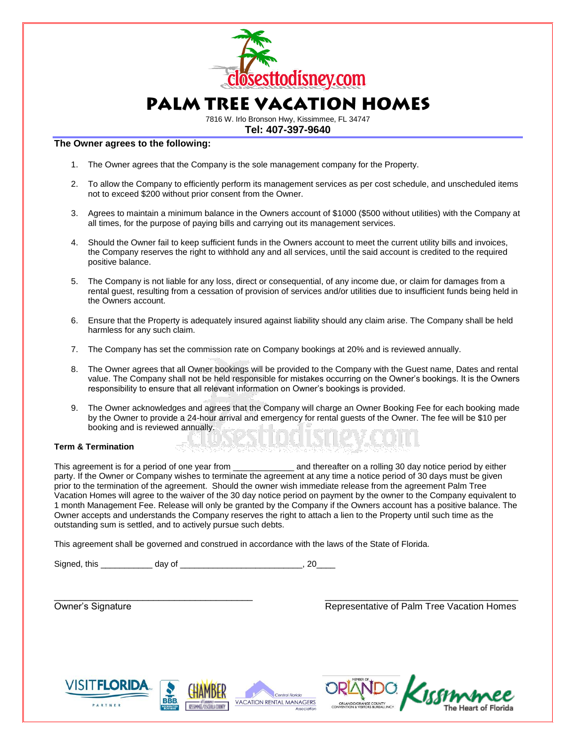# PALM TREE VACATION HOMES

7816 W. Irlo Bronson Hwy, Kissimmee, FL 34747

**Tel: 407-397-9640**

**The Owner agrees to the following:**

1. The Owner agrees that the Company is the sole management company for the Property.
2. To allow the Company to efficiently perform its management services as per cost schedule, and unscheduled items not to exceed $200 without prior consent from the Owner.
3. Agrees to maintain a minimum balance in the Owners account of $1000 ($500 without utilities) with the Company at all times, for the purpose of paying bills and carrying out its management services.
4. Should the Owner fail to keep sufficient funds in the Owners account to meet the current utility bills and invoices, the Company reserves the right to withhold any and all services, until the said account is credited to the required positive balance.
5. The Company is not liable for any loss, direct or consequential, of any income due, or claim for damages from a rental guest, resulting from a cessation of provision of services and/or utilities due to insufficient funds being held in the Owners account.
6. Ensure that the Property is adequately insured against liability should any claim arise. The Company shall be held harmless for any such claim.
7. The Company has set the commission rate on Company bookings at 20% and is reviewed annually.
8. The Owner agrees that all Owner bookings will be provided to the Company with the Guest name, Dates and rental value. The Company shall not be held responsible for mistakes occurring on the Owner's bookings. It is the Owners responsibility to ensure that all relevant information on Owner's bookings is provided.
9. The Owner acknowledges and agrees that the Company will charge an Owner Booking Fee for each booking made by the Owner to provide a 24-hour arrival and emergency for rental guests of the Owner. The fee will be $10 per booking and is reviewed annually.

**Term & Termination**

This agreement is for a period of one year from _____________ and thereafter on a rolling 30 day notice period by either party. If the Owner or Company wishes to terminate the agreement at any time a notice period of 30 days must be given prior to the termination of the agreement. Should the owner wish immediate release from the agreement Palm Tree Vacation Homes will agree to the waiver of the 30 day notice period on payment by the owner to the Company equivalent to 1 month Management Fee. Release will only be granted by the Company if the Owners account has a positive balance. The Owner accepts and understands the Company reserves the right to attach a lien to the Property until such time as the outstanding sum is settled, and to actively pursue such debts.

This agreement shall be governed and construed in accordance with the laws of the State of Florida.

Signed, this ___________ day of __________________________, 20____

_________________________________________
Owner's Signature

_________________________________________
Representative of Palm Tree Vacation Homes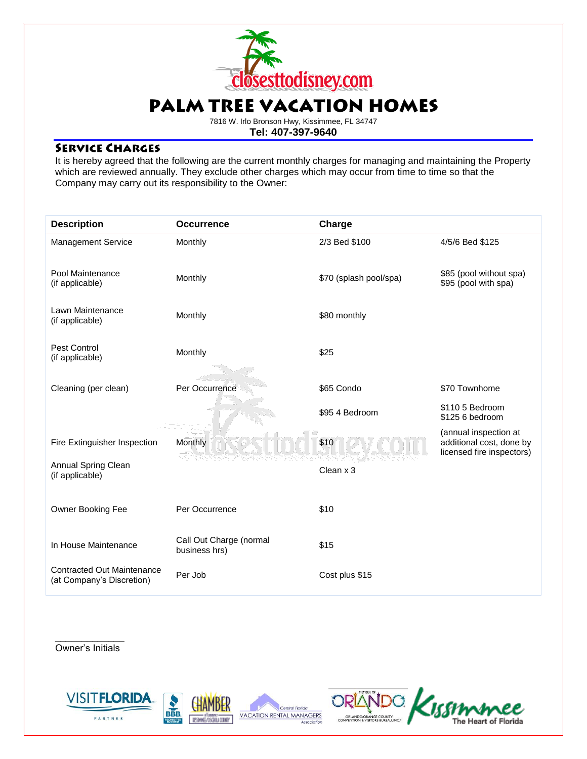# PALM TREE VACATION HOMES

7816 W. Irlo Bronson Hwy, Kissimmee, FL 34747

**Tel: 407-397-9640**

## Service Charges

It is hereby agreed that the following are the current monthly charges for managing and maintaining the Property which are reviewed annually. They exclude other charges which may occur from time to time so that the Company may carry out its responsibility to the Owner:

| Description | Occurrence | Charge | |
|---|---|---|---|
| Management Service | Monthly | 2/3 Bed $100 | 4/5/6 Bed $125 |
| Pool Maintenance (if applicable) | Monthly | $70 (splash pool/spa) | $85 (pool without spa) $95 (pool with spa) |
| Lawn Maintenance (if applicable) | Monthly | $80 monthly | |
| Pest Control (if applicable) | Monthly | $25 | |
| Cleaning (per clean) | Per Occurrence | $65 Condo | $70 Townhome |
| | | $95 4 Bedroom | $110 5 Bedroom $125 6 bedroom |
| Fire Extinguisher Inspection | Monthly | $10 | (annual inspection at additional cost, done by licensed fire inspectors) |
| Annual Spring Clean (if applicable) | | Clean x 3 | |
| Owner Booking Fee | Per Occurrence | $10 | |
| In House Maintenance | Call Out Charge (normal business hrs) | $15 | |
| Contracted Out Maintenance (at Company's Discretion) | Per Job | Cost plus $15 | |

\_\_\_\_\_\_\_\_\_\_\_\_\_\_

Owner's Initials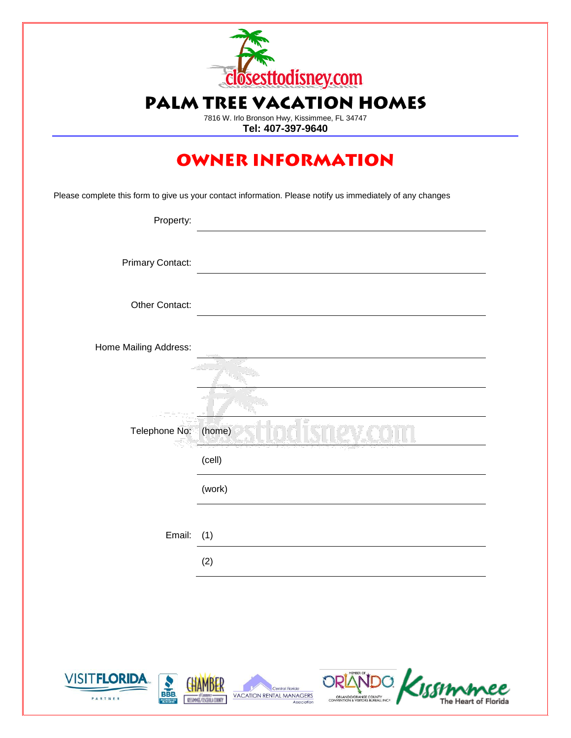# PALM TREE VACATION HOMES

7816 W. Irlo Bronson Hwy, Kissimmee, FL 34747

**Tel: 407-397-9640**

## OWNER INFORMATION

Please complete this form to give us your contact information. Please notify us immediately of any changes

Property: ______________________________

Primary Contact: ______________________________

Other Contact: ______________________________

Home Mailing Address: ______________________________

______________________________

______________________________

Telephone No: (home) ______________________________

(cell) ______________________________

(work) ______________________________

Email: (1) ______________________________

(2) ______________________________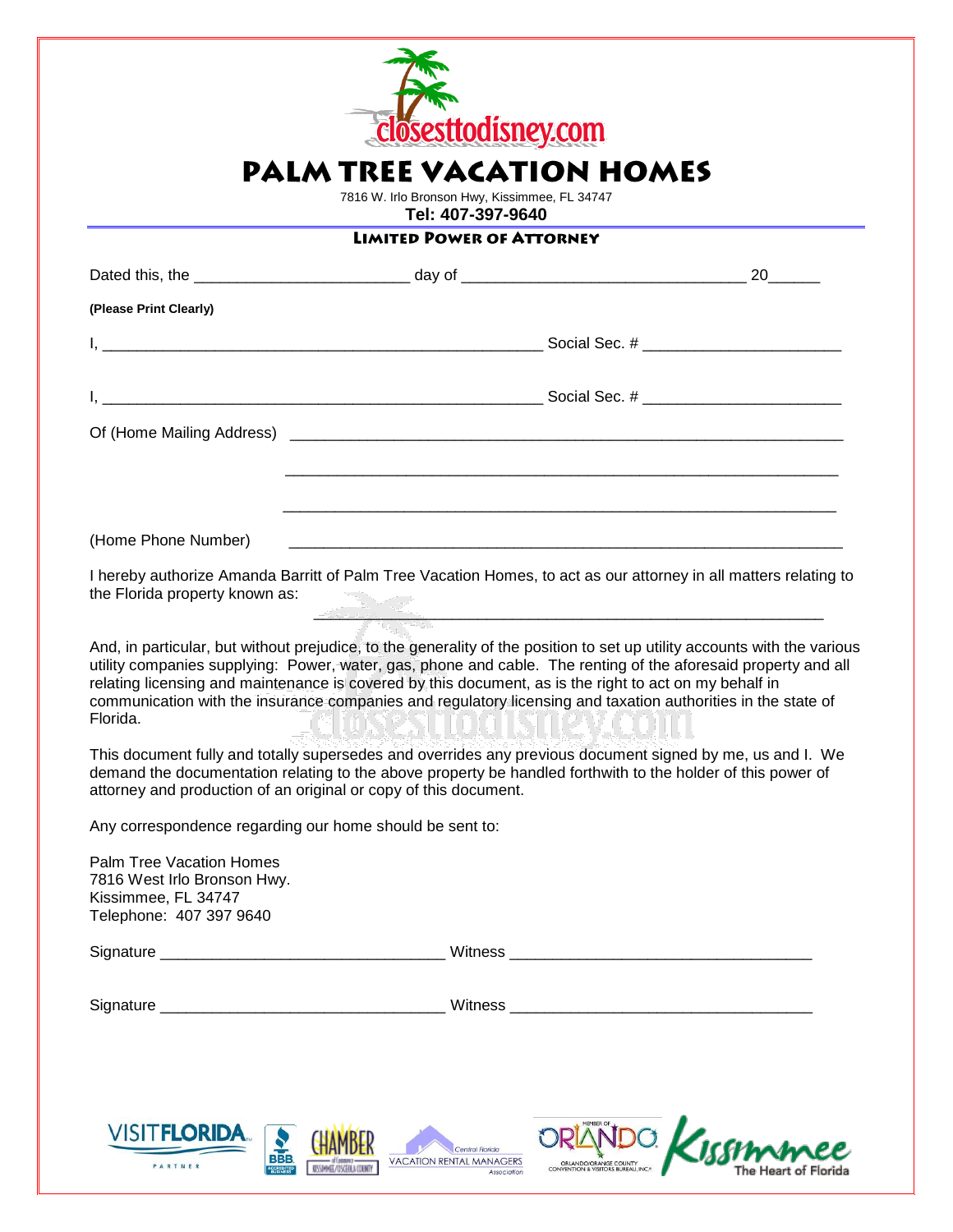closesttodisney.com

# PALM TREE VACATION HOMES

7816 W. Irlo Bronson Hwy, Kissimmee, FL 34747

**Tel: 407-397-9640**

## LIMITED POWER OF ATTORNEY

Dated this, the ______________________ day of _____________________________ 20_____

**(Please Print Clearly)**

I, _____________________________________________ Social Sec. # ____________________

I, _____________________________________________ Social Sec. # ____________________

Of (Home Mailing Address) _________________________________________________________

_________________________________________________________

_________________________________________________________

(Home Phone Number) _________________________________________________________

I hereby authorize Amanda Barritt of Palm Tree Vacation Homes, to act as our attorney in all matters relating to the Florida property known as:

_____________________________________________

And, in particular, but without prejudice, to the generality of the position to set up utility accounts with the various utility companies supplying: Power, water, gas, phone and cable. The renting of the aforesaid property and all relating licensing and maintenance is covered by this document, as is the right to act on my behalf in communication with the insurance companies and regulatory licensing and taxation authorities in the state of Florida.

This document fully and totally supersedes and overrides any previous document signed by me, us and I. We demand the documentation relating to the above property be handled forthwith to the holder of this power of attorney and production of an original or copy of this document.

Any correspondence regarding our home should be sent to:

Palm Tree Vacation Homes
7816 West Irlo Bronson Hwy.
Kissimmee, FL 34747
Telephone: 407 397 9640

Signature ______________________________ Witness ______________________________

Signature ______________________________ Witness ______________________________

VISITFLORIDA PARTNER | BBB ACCREDITED BUSINESS | CHAMBER of Commerce Kissimmee/Osceola County | Central Florida VACATION RENTAL MANAGERS Association | MEMBER OF ORLANDO ORLANDO/ORANGE COUNTY CONVENTION & VISITORS BUREAU, INC. | Kissimmee The Heart of Florida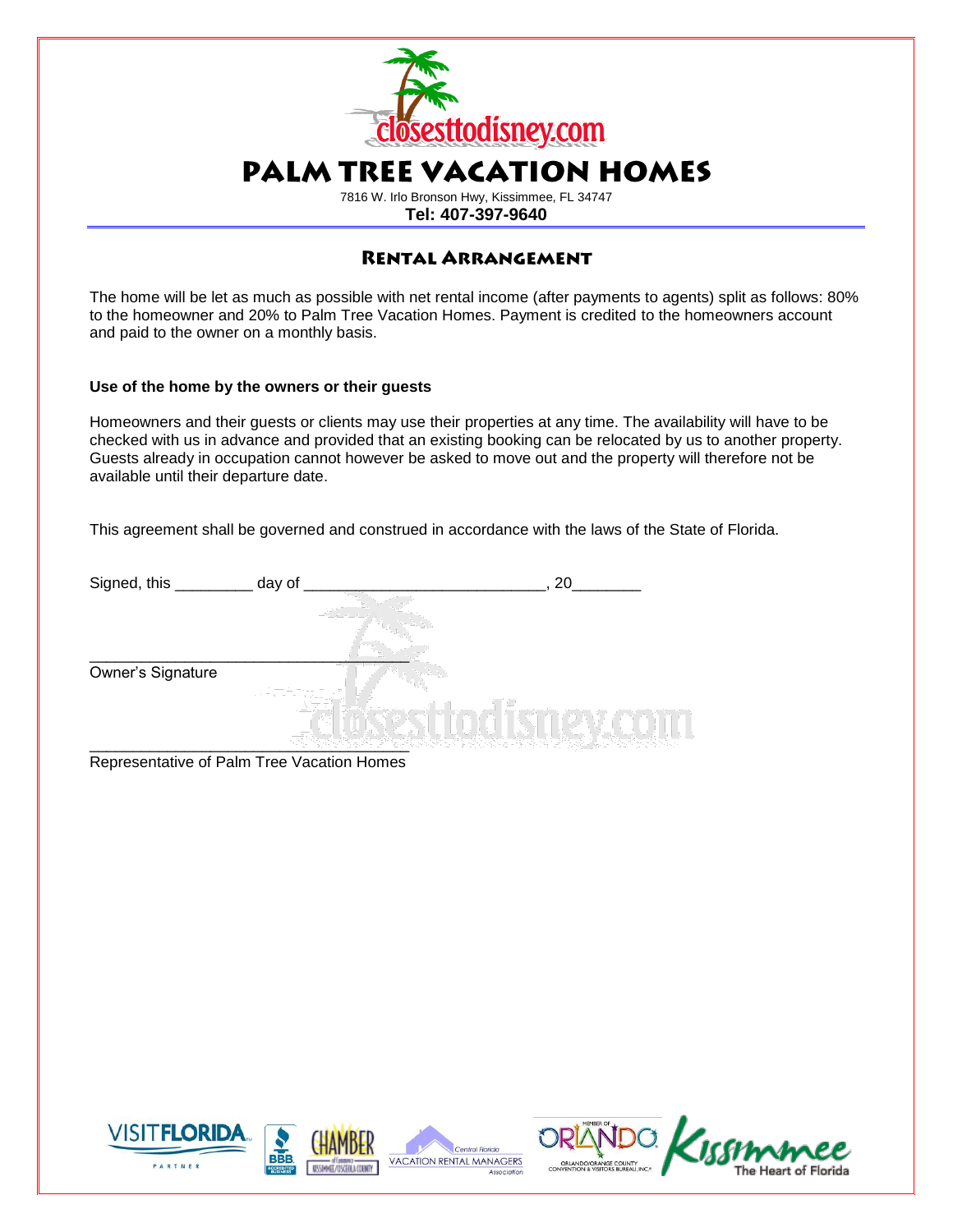# PALM TREE VACATION HOMES

7816 W. Irlo Bronson Hwy, Kissimmee, FL 34747

**Tel: 407-397-9640**

## Rental Arrangement

The home will be let as much as possible with net rental income (after payments to agents) split as follows: 80% to the homeowner and 20% to Palm Tree Vacation Homes. Payment is credited to the homeowners account and paid to the owner on a monthly basis.

**Use of the home by the owners or their guests**

Homeowners and their guests or clients may use their properties at any time. The availability will have to be checked with us in advance and provided that an existing booking can be relocated by us to another property. Guests already in occupation cannot however be asked to move out and the property will therefore not be available until their departure date.

This agreement shall be governed and construed in accordance with the laws of the State of Florida.

Signed, this _________ day of ____________________________, 20________

_____________________________________

Owner's Signature

_____________________________________

Representative of Palm Tree Vacation Homes